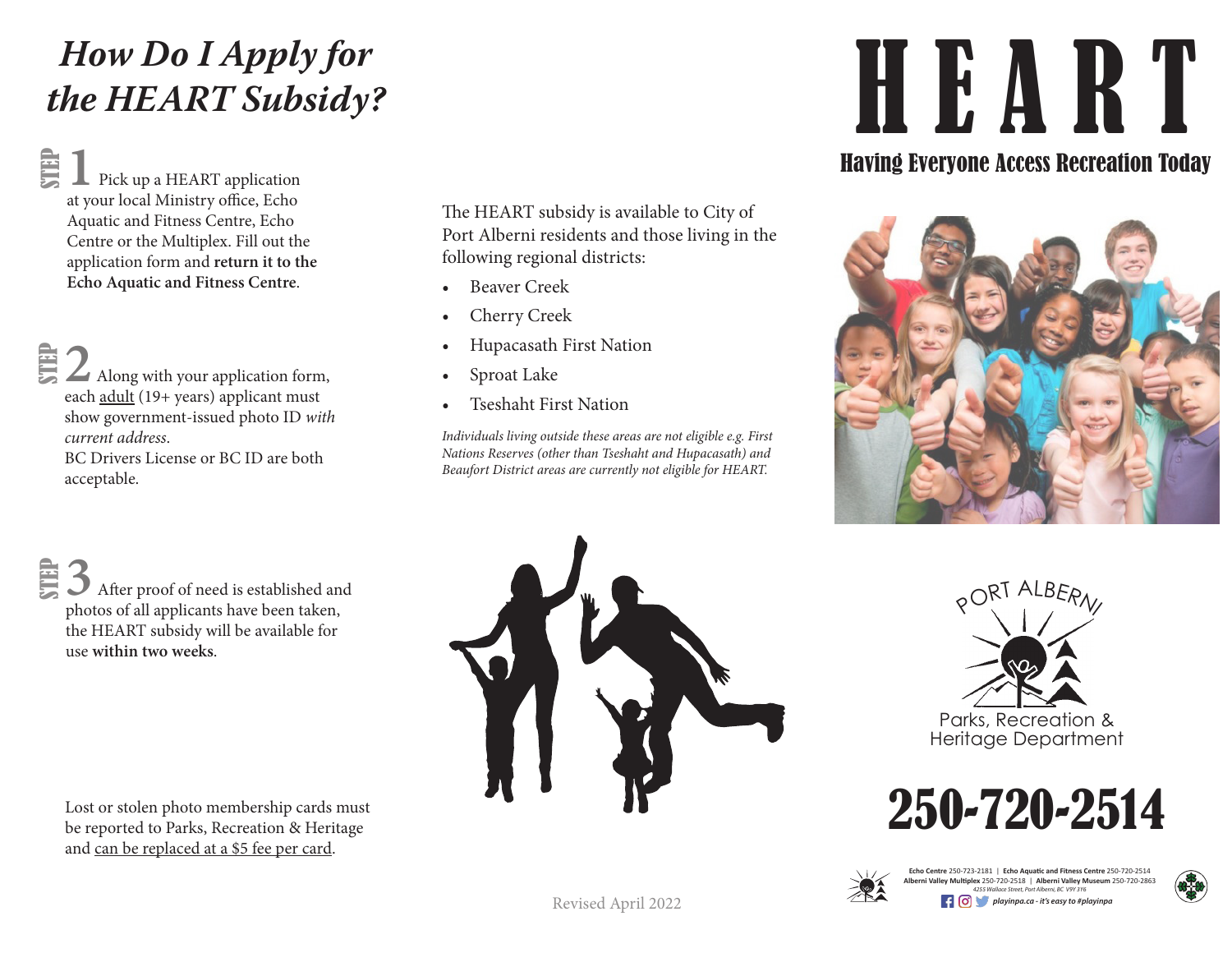# How Do I Apply for the HEART Subsidy?

**STEP 1** Pick up a HEART application at your local Ministry office, Echo Aquatic and Fitness Centre, Echo Centre or the Multiplex. Fill out the application form and **return it to the Echo Aquatic and Fitness Centre**.

**STEP 2** Along with your application form, each adult (19+ years) applicant must show government-issued photo ID *with current address*.
BC Drivers License or BC ID are both acceptable.

**STEP 3** After proof of need is established and photos of all applicants have been taken, the HEART subsidy will be available for use **within two weeks**.

Lost or stolen photo membership cards must be reported to Parks, Recreation & Heritage and can be replaced at a $5 fee per card.

The HEART subsidy is available to City of Port Alberni residents and those living in the following regional districts:

- Beaver Creek
- Cherry Creek
- Hupacasath First Nation
- Sproat Lake
- Tseshaht First Nation

*Individuals living outside these areas are not eligible e.g. First Nations Reserves (other than Tseshaht and Hupacasath) and Beaufort District areas are currently not eligible for HEART.*

Revised April 2022

# HEART

## Having Everyone Access Recreation Today

Port Alberni Parks, Recreation & Heritage Department

# 250-720-2514

**Echo Centre** 250-723-2181 | **Echo Aquatic and Fitness Centre** 250-720-2514
**Alberni Valley Multiplex** 250-720-2518 | **Alberni Valley Museum** 250-720-2863
*4255 Wallace Street, Port Alberni, BC V9Y 3Y6*
*playinpa.ca - it's easy to #playinpa*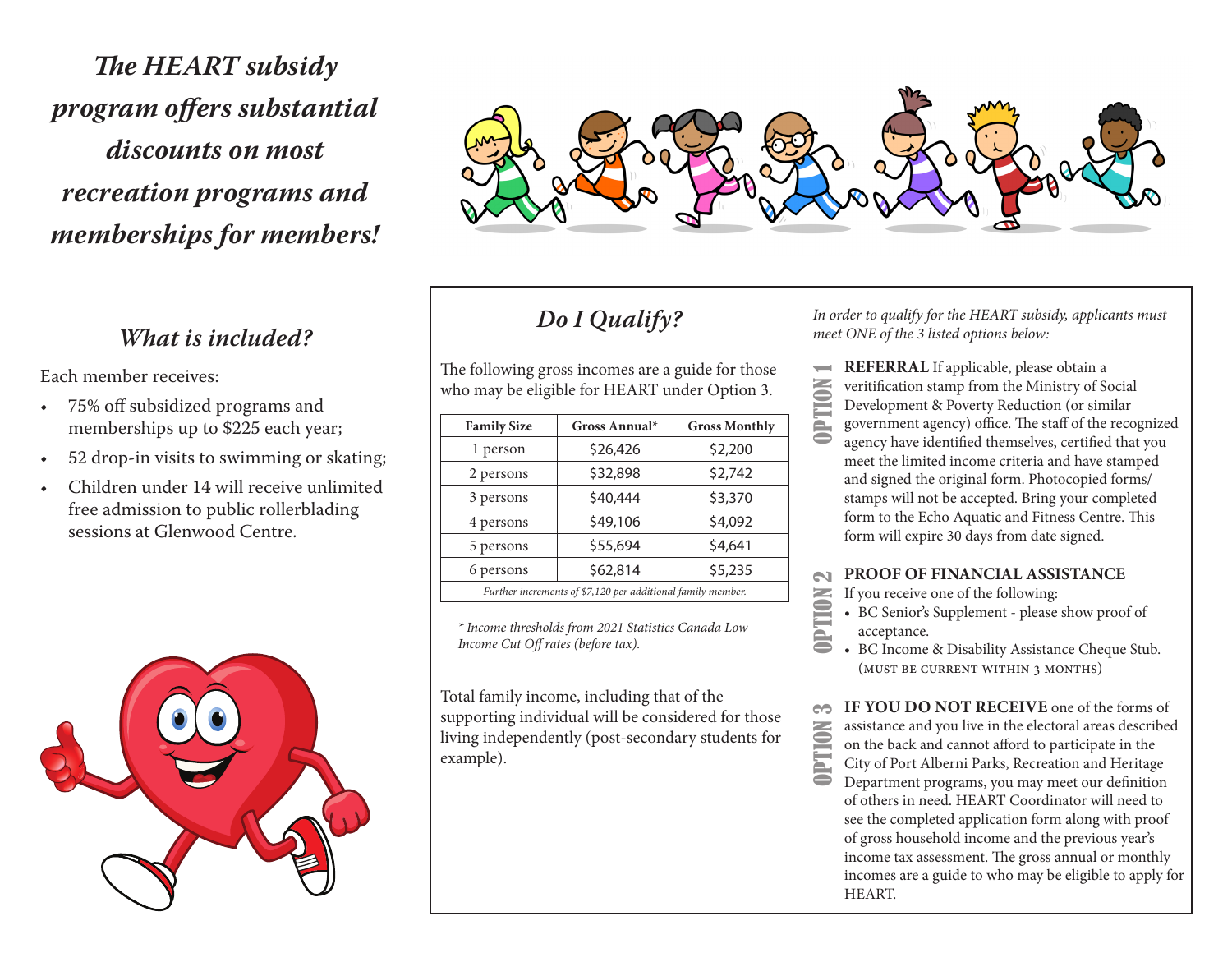*The HEART subsidy program offers substantial discounts on most recreation programs and memberships for members!*

## *What is included?*

Each member receives:

- 75% off subsidized programs and memberships up to $225 each year;
- 52 drop-in visits to swimming or skating;
- Children under 14 will receive unlimited free admission to public rollerblading sessions at Glenwood Centre.

## *Do I Qualify?*

The following gross incomes are a guide for those who may be eligible for HEART under Option 3.

| Family Size | Gross Annual* | Gross Monthly |
|---|---|---|
| 1 person | $26,426 | $2,200 |
| 2 persons | $32,898 | $2,742 |
| 3 persons | $40,444 | $3,370 |
| 4 persons | $49,106 | $4,092 |
| 5 persons | $55,694 | $4,641 |
| 6 persons | $62,814 | $5,235 |
| *Further increments of $7,120 per additional family member.* | | |

*\* Income thresholds from 2021 Statistics Canada Low Income Cut Off rates (before tax).*

Total family income, including that of the supporting individual will be considered for those living independently (post-secondary students for example).

*In order to qualify for the HEART subsidy, applicants must meet ONE of the 3 listed options below:*

### OPTION 1

**REFERRAL** If applicable, please obtain a veritification stamp from the Ministry of Social Development & Poverty Reduction (or similar government agency) office. The staff of the recognized agency have identified themselves, certified that you meet the limited income criteria and have stamped and signed the original form. Photocopied forms/ stamps will not be accepted. Bring your completed form to the Echo Aquatic and Fitness Centre. This form will expire 30 days from date signed.

### OPTION 2

**PROOF OF FINANCIAL ASSISTANCE**
If you receive one of the following:

- BC Senior's Supplement - please show proof of acceptance.
- BC Income & Disability Assistance Cheque Stub. (MUST BE CURRENT WITHIN 3 MONTHS)

### OPTION 3

**IF YOU DO NOT RECEIVE** one of the forms of assistance and you live in the electoral areas described on the back and cannot afford to participate in the City of Port Alberni Parks, Recreation and Heritage Department programs, you may meet our definition of others in need. HEART Coordinator will need to see the completed application form along with proof of gross household income and the previous year's income tax assessment. The gross annual or monthly incomes are a guide to who may be eligible to apply for HEART.